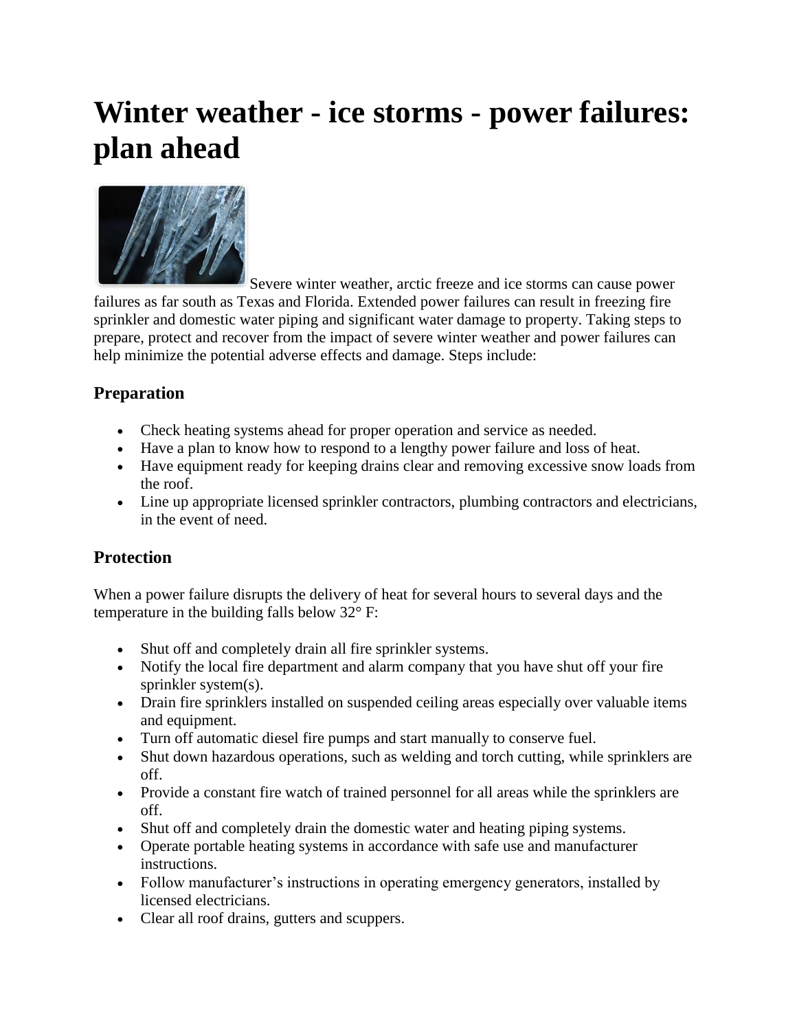# Winter weather - ice storms - power failures: plan ahead

Severe winter weather, arctic freeze and ice storms can cause power failures as far south as Texas and Florida. Extended power failures can result in freezing fire sprinkler and domestic water piping and significant water damage to property. Taking steps to prepare, protect and recover from the impact of severe winter weather and power failures can help minimize the potential adverse effects and damage. Steps include:

## Preparation

- Check heating systems ahead for proper operation and service as needed.
- Have a plan to know how to respond to a lengthy power failure and loss of heat.
- Have equipment ready for keeping drains clear and removing excessive snow loads from the roof.
- Line up appropriate licensed sprinkler contractors, plumbing contractors and electricians, in the event of need.

## Protection

When a power failure disrupts the delivery of heat for several hours to several days and the temperature in the building falls below 32° F:

- Shut off and completely drain all fire sprinkler systems.
- Notify the local fire department and alarm company that you have shut off your fire sprinkler system(s).
- Drain fire sprinklers installed on suspended ceiling areas especially over valuable items and equipment.
- Turn off automatic diesel fire pumps and start manually to conserve fuel.
- Shut down hazardous operations, such as welding and torch cutting, while sprinklers are off.
- Provide a constant fire watch of trained personnel for all areas while the sprinklers are off.
- Shut off and completely drain the domestic water and heating piping systems.
- Operate portable heating systems in accordance with safe use and manufacturer instructions.
- Follow manufacturer's instructions in operating emergency generators, installed by licensed electricians.
- Clear all roof drains, gutters and scuppers.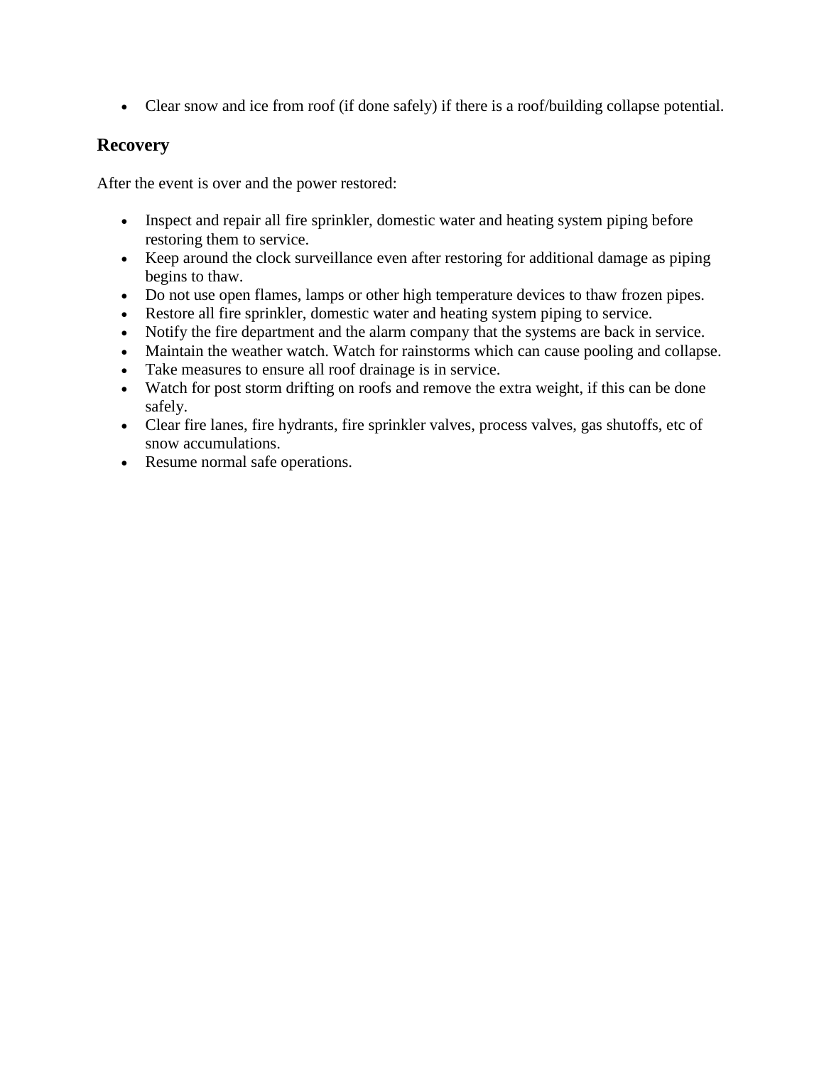- Clear snow and ice from roof (if done safely) if there is a roof/building collapse potential.

## Recovery

After the event is over and the power restored:

- Inspect and repair all fire sprinkler, domestic water and heating system piping before restoring them to service.
- Keep around the clock surveillance even after restoring for additional damage as piping begins to thaw.
- Do not use open flames, lamps or other high temperature devices to thaw frozen pipes.
- Restore all fire sprinkler, domestic water and heating system piping to service.
- Notify the fire department and the alarm company that the systems are back in service.
- Maintain the weather watch. Watch for rainstorms which can cause pooling and collapse.
- Take measures to ensure all roof drainage is in service.
- Watch for post storm drifting on roofs and remove the extra weight, if this can be done safely.
- Clear fire lanes, fire hydrants, fire sprinkler valves, process valves, gas shutoffs, etc of snow accumulations.
- Resume normal safe operations.